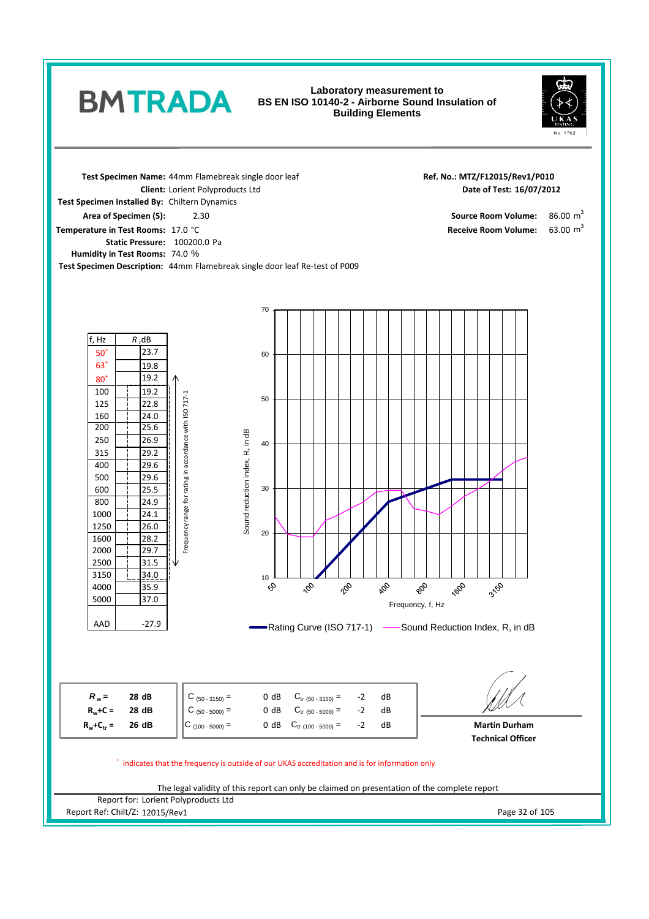# BMTRADA

**Laboratory measurement to BS EN ISO 10140-2 - Airborne Sound Insulation of Building Elements**

**Test Specimen Name:** 44mm Flamebreak single door leaf
**Client:** Lorient Polyproducts Ltd
**Test Specimen Installed By:** Chiltern Dynamics
**Area of Specimen (S):** 2.30
**Temperature in Test Rooms:** 17.0 °C
**Static Pressure:** 100200.0 Pa
**Humidity in Test Rooms:** 74.0 %
**Test Specimen Description:** 44mm Flamebreak single door leaf Re-test of P009

**Ref. No.:** MTZ/F12015/Rev1/P010
**Date of Test:** 16/07/2012

**Source Room Volume:** 86.00 $m^3$
**Receive Room Volume:** 63.00 $m^3$

| f, Hz | R, dB |
|---|---|
| 50+ | 23.7 |
| 63+ | 19.8 |
| 80+ | 19.2 |
| 100 | 19.2 |
| 125 | 22.8 |
| 160 | 24.0 |
| 200 | 25.6 |
| 250 | 26.9 |
| 315 | 29.2 |
| 400 | 29.6 |
| 500 | 29.6 |
| 600 | 25.5 |
| 800 | 24.9 |
| 1000 | 24.1 |
| 1250 | 26.0 |
| 1600 | 28.2 |
| 2000 | 29.7 |
| 2500 | 31.5 |
| 3150 | 34.0 |
| 4000 | 35.9 |
| 5000 | 37.0 |
| AAD | -27.9 |

Frequency range for rating in accordance with ISO 717-1 (100 – 3150 Hz)

Sound reduction index, R, in dB vs Frequency, f, Hz
Rating Curve (ISO 717-1) — Sound Reduction Index, R, in dB

| | | | | | |
|---|---|---|---|---|---|
| $R_w$ = | 28 dB | $C_{(50-3150)}$ = | 0 dB | $C_{tr\,(50-3150)}$ = | -2 dB |
| $R_w+C$ = | 28 dB | $C_{(50-5000)}$ = | 0 dB | $C_{tr\,(50-5000)}$ = | -2 dB |
| $R_w+C_{tr}$ = | 26 dB | $C_{(100-5000)}$ = | 0 dB | $C_{tr\,(100-5000)}$ = | -2 dB |

**Martin Durham**
**Technical Officer**

+ indicates that the frequency is outside of our UKAS accreditation and is for information only

The legal validity of this report can only be claimed on presentation of the complete report

Report for: Lorient Polyproducts Ltd
Report Ref: Chilt/Z: 12015/Rev1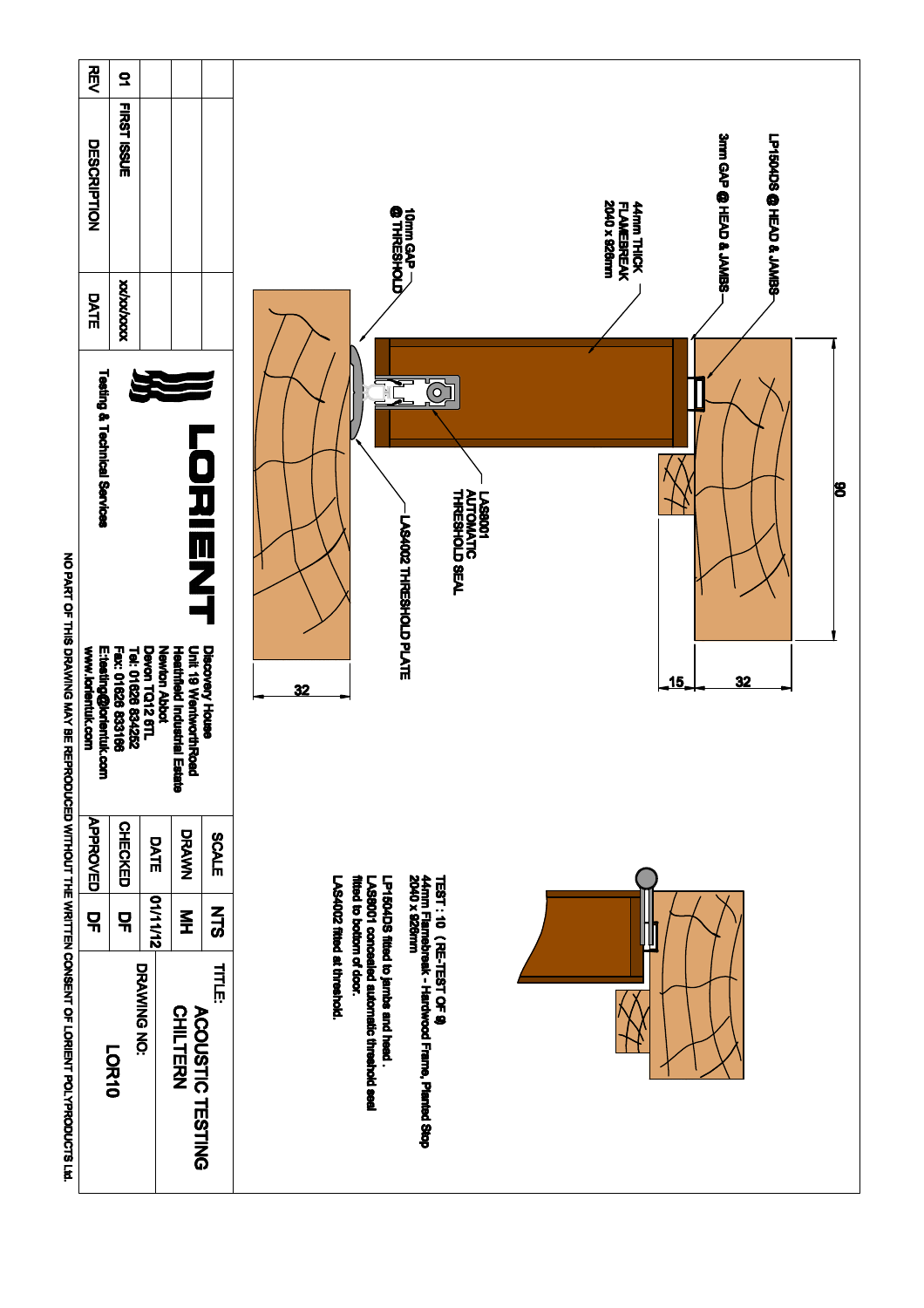LP1504DS @ HEAD & JAMBS

3mm GAP @ HEAD & JAMBS

44mm THICK
FLAMEBREAK
2040 x 926mm

10mm GAP
@ THRESHOLD

90

LAS8001
AUTOMATIC
THRESHOLD SEAL

LAS4002 THRESHOLD PLATE

15

32

32

TEST : 10 (RE-TEST OF 9)
44mm Flamebreak - Hardwood Frame, Planted Stop
2040 x 926mm

LP1504DS fitted to jambs and head .
LAS8001 concealed automatic threshold seal
fitted to bottom of door.
LAS4002 fitted at threshold.

| REV | DESCRIPTION | DATE |
|---|---|---|
| 01 | FIRST ISSUE | xx/xx/xxxx |

**LORIENT**

Testing & Technical Services

Discovery House
Unit 19 Wentworth Road
Heathfield Industrial Estate
Newton Abbot
Devon TQ12 6TL
Tel: 01626 834252
Fax: 01626 833166
E:testing@lorientuk.com
www.lorientuk.com

| | |
|---|---|
| SCALE | NTS |
| DRAWN | MH |
| DATE | 01/11/12 |
| CHECKED | DF |
| APPROVED | DF |

TITLE:
ACOUSTIC TESTING
CHILTERN

DRAWING NO:
LOR10

NO PART OF THIS DRAWING MAY BE REPRODUCED WITHOUT THE WRITTEN CONSENT OF LORIENT POLYPRODUCTS Ltd.